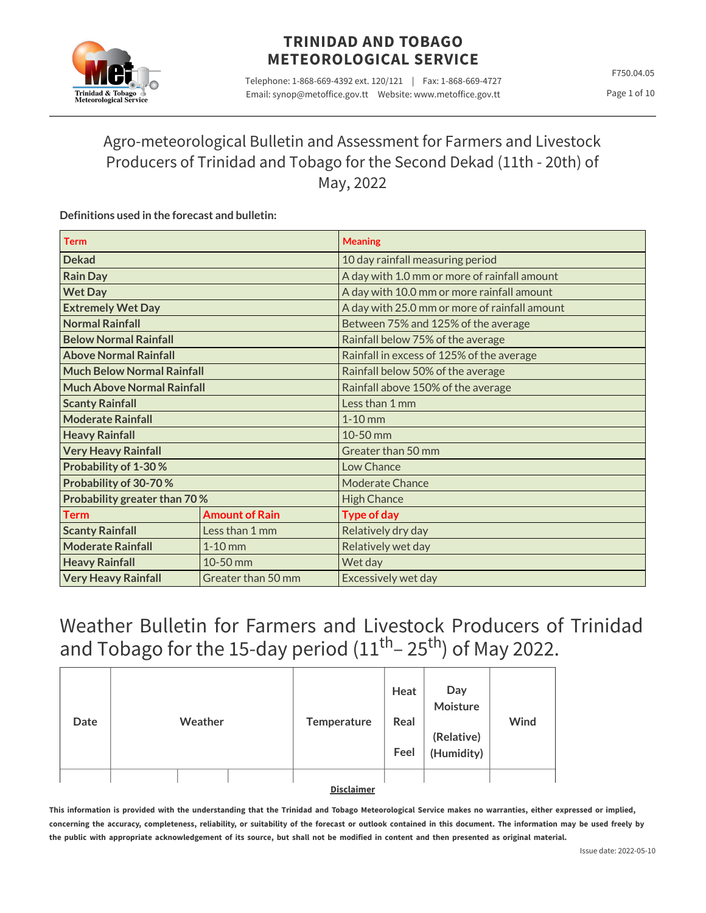# TRINIDAD AND TOBAGO METEOROLOGICAL SERVICE

Telephone: 1-868-669-4392 ext. 120/121 | Fax: 1-868-669-4727
Email: synop@metoffice.gov.tt Website: www.metoffice.gov.tt

F750.04.05

## Agro-meteorological Bulletin and Assessment for Farmers and Livestock Producers of Trinidad and Tobago for the Second Dekad (11th - 20th) of May, 2022

**Definitions used in the forecast and bulletin:**

| Term | | Meaning |
|---|---|---|
| **Dekad** | | 10 day rainfall measuring period |
| **Rain Day** | | A day with 1.0 mm or more of rainfall amount |
| **Wet Day** | | A day with 10.0 mm or more rainfall amount |
| **Extremely Wet Day** | | A day with 25.0 mm or more of rainfall amount |
| **Normal Rainfall** | | Between 75% and 125% of the average |
| **Below Normal Rainfall** | | Rainfall below 75% of the average |
| **Above Normal Rainfall** | | Rainfall in excess of 125% of the average |
| **Much Below Normal Rainfall** | | Rainfall below 50% of the average |
| **Much Above Normal Rainfall** | | Rainfall above 150% of the average |
| **Scanty Rainfall** | | Less than 1 mm |
| **Moderate Rainfall** | | 1-10 mm |
| **Heavy Rainfall** | | 10-50 mm |
| **Very Heavy Rainfall** | | Greater than 50 mm |
| **Probability of 1-30 %** | | Low Chance |
| **Probability of 30-70 %** | | Moderate Chance |
| **Probability greater than 70 %** | | High Chance |
| **Term** | **Amount of Rain** | **Type of day** |
| **Scanty Rainfall** | Less than 1 mm | Relatively dry day |
| **Moderate Rainfall** | 1-10 mm | Relatively wet day |
| **Heavy Rainfall** | 10-50 mm | Wet day |
| **Very Heavy Rainfall** | Greater than 50 mm | Excessively wet day |

# Weather Bulletin for Farmers and Livestock Producers of Trinidad and Tobago for the 15-day period ($11^{th}$– $25^{th}$) of May 2022.

| Date | Weather | Temperature | Heat Real Feel | Day Moisture (Relative) (Humidity) | Wind |
|---|---|---|---|---|---|

**Disclaimer**

**This information is provided with the understanding that the Trinidad and Tobago Meteorological Service makes no warranties, either expressed or implied, concerning the accuracy, completeness, reliability, or suitability of the forecast or outlook contained in this document. The information may be used freely by the public with appropriate acknowledgement of its source, but shall not be modified in content and then presented as original material.**

Issue date: 2022-05-10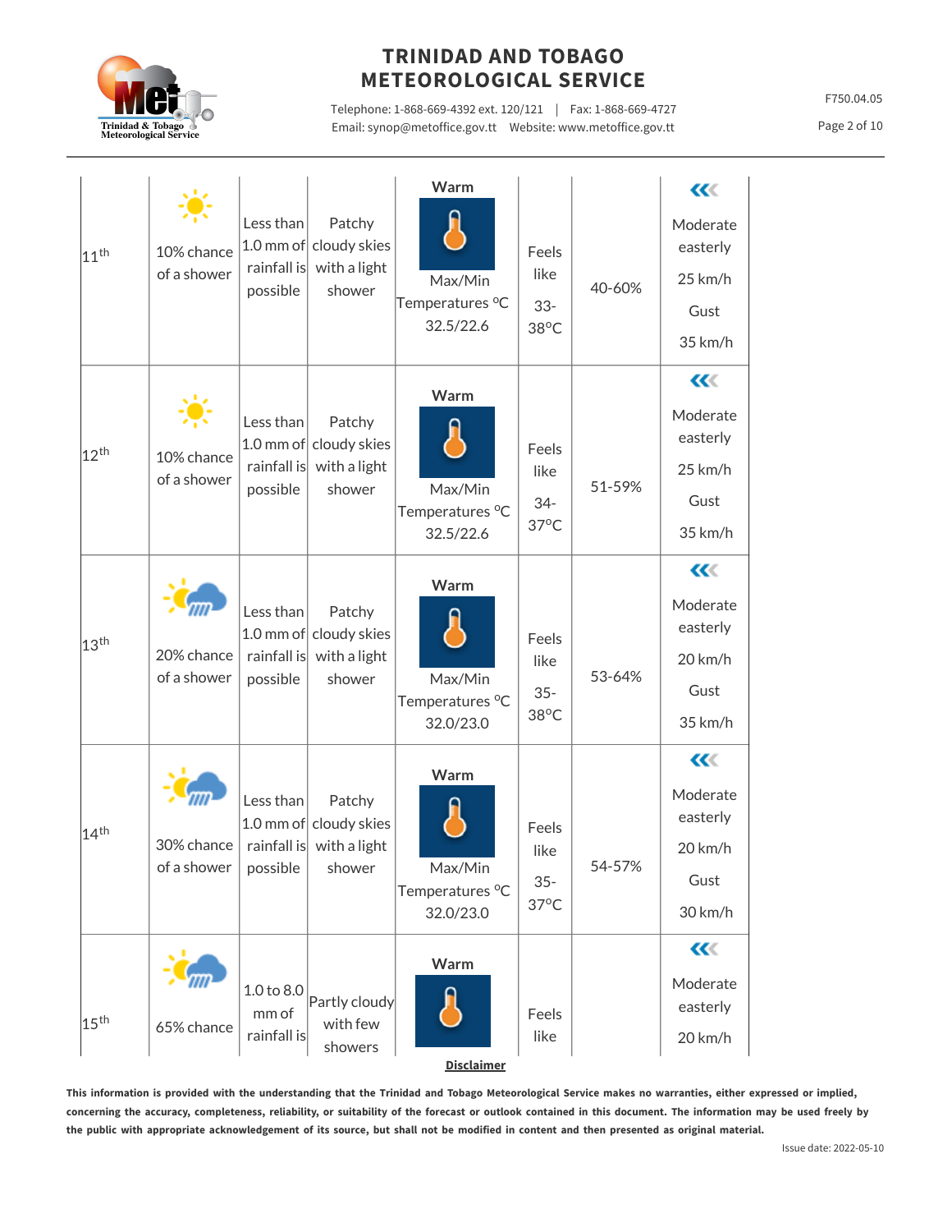| | | | | | | | |
|---|---|---|---|---|---|---|---|
| 11th | 10% chance of a shower | Less than 1.0 mm of rainfall is possible | Patchy cloudy skies with a light shower | Warm Max/Min Temperatures °C 32.5/22.6 | Feels like 33-38°C | 40-60% | Moderate easterly 25 km/h Gust 35 km/h |
| 12th | 10% chance of a shower | Less than 1.0 mm of rainfall is possible | Patchy cloudy skies with a light shower | Warm Max/Min Temperatures °C 32.5/22.6 | Feels like 34-37°C | 51-59% | Moderate easterly 25 km/h Gust 35 km/h |
| 13th | 20% chance of a shower | Less than 1.0 mm of rainfall is possible | Patchy cloudy skies with a light shower | Warm Max/Min Temperatures °C 32.0/23.0 | Feels like 35-38°C | 53-64% | Moderate easterly 20 km/h Gust 35 km/h |
| 14th | 30% chance of a shower | Less than 1.0 mm of rainfall is possible | Patchy cloudy skies with a light shower | Warm Max/Min Temperatures °C 32.0/23.0 | Feels like 35-37°C | 54-57% | Moderate easterly 20 km/h Gust 30 km/h |
| 15th | 65% chance | 1.0 to 8.0 mm of rainfall is | Partly cloudy with few showers | Warm | Feels like | | Moderate easterly 20 km/h |

**Disclaimer**

**This information is provided with the understanding that the Trinidad and Tobago Meteorological Service makes no warranties, either expressed or implied, concerning the accuracy, completeness, reliability, or suitability of the forecast or outlook contained in this document. The information may be used freely by the public with appropriate acknowledgement of its source, but shall not be modified in content and then presented as original material.**

Issue date: 2022-05-10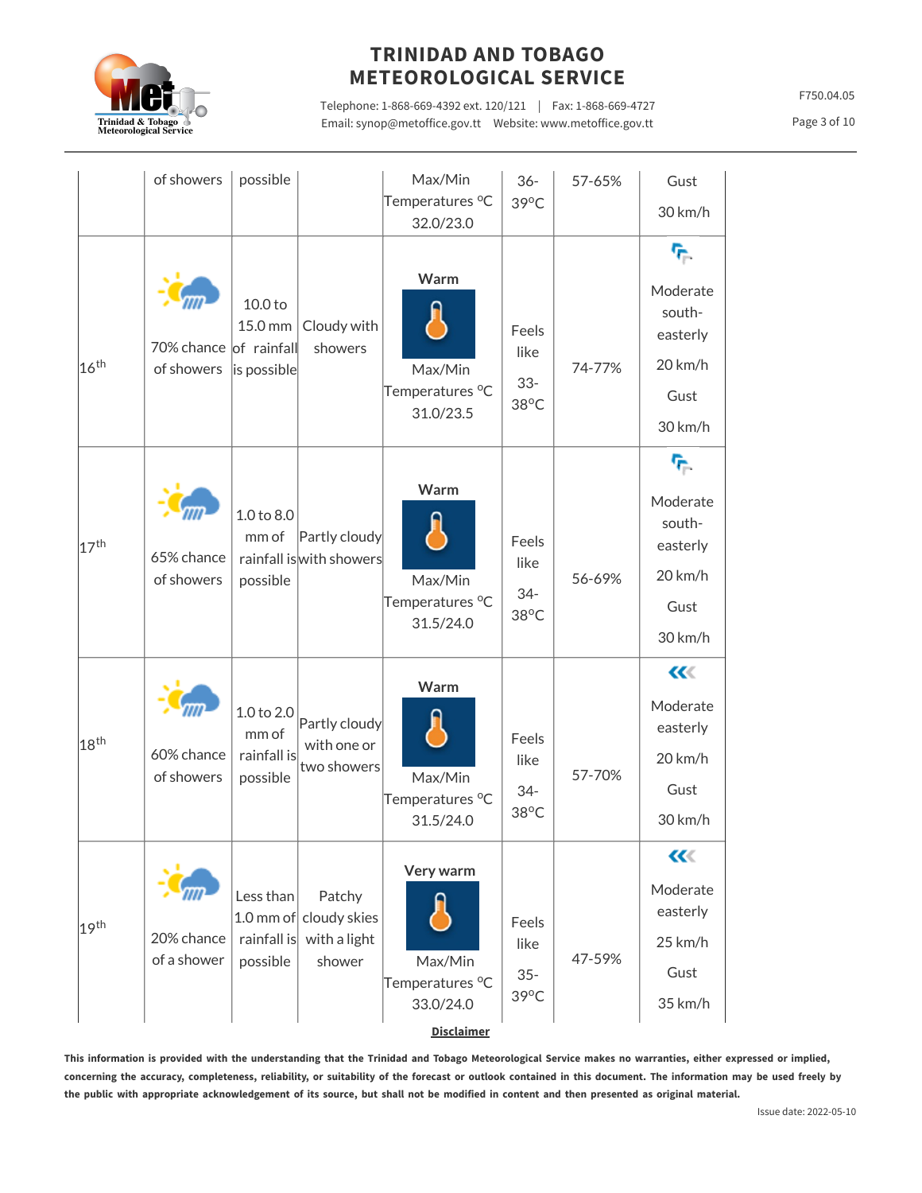| | | | | | | | |
|---|---|---|---|---|---|---|---|
| | of showers | possible | | Max/Min Temperatures °C 32.0/23.0 | 36-39°C | 57-65% | Gust 30 km/h |
| 16th | 70% chance of showers | 10.0 to 15.0 mm of rainfall is possible | Cloudy with showers | Warm Max/Min Temperatures °C 31.0/23.5 | Feels like 33-38°C | 74-77% | Moderate south-easterly 20 km/h Gust 30 km/h |
| 17th | 65% chance of showers | 1.0 to 8.0 mm of rainfall is possible | Partly cloudy with showers | Warm Max/Min Temperatures °C 31.5/24.0 | Feels like 34-38°C | 56-69% | Moderate south-easterly 20 km/h Gust 30 km/h |
| 18th | 60% chance of showers | 1.0 to 2.0 mm of rainfall is possible | Partly cloudy with one or two showers | Warm Max/Min Temperatures °C 31.5/24.0 | Feels like 34-38°C | 57-70% | Moderate easterly 20 km/h Gust 30 km/h |
| 19th | 20% chance of a shower | Less than 1.0 mm of rainfall is possible | Patchy cloudy skies with a light shower | Very warm Max/Min Temperatures °C 33.0/24.0 | Feels like 35-39°C | 47-59% | Moderate easterly 25 km/h Gust 35 km/h |

**Disclaimer**

**This information is provided with the understanding that the Trinidad and Tobago Meteorological Service makes no warranties, either expressed or implied, concerning the accuracy, completeness, reliability, or suitability of the forecast or outlook contained in this document. The information may be used freely by the public with appropriate acknowledgement of its source, but shall not be modified in content and then presented as original material.**

Issue date: 2022-05-10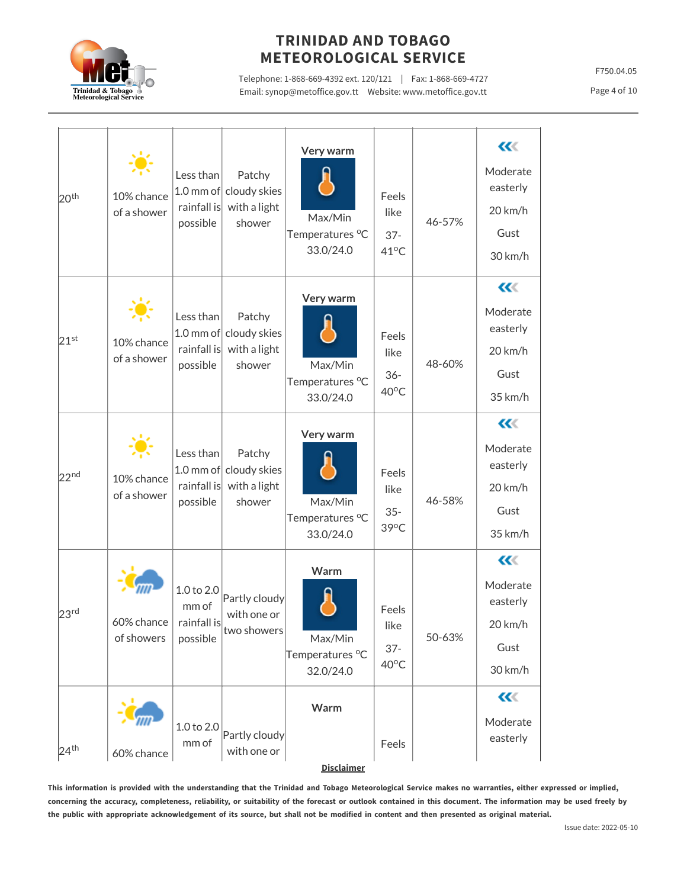| | | | | | | | |
|---|---|---|---|---|---|---|---|
| 20th | 10% chance of a shower | Less than 1.0 mm of rainfall is possible | Patchy cloudy skies with a light shower | **Very warm** Max/Min Temperatures °C 33.0/24.0 | Feels like 37-41°C | 46-57% | Moderate easterly 20 km/h Gust 30 km/h |
| 21st | 10% chance of a shower | Less than 1.0 mm of rainfall is possible | Patchy cloudy skies with a light shower | **Very warm** Max/Min Temperatures °C 33.0/24.0 | Feels like 36-40°C | 48-60% | Moderate easterly 20 km/h Gust 35 km/h |
| 22nd | 10% chance of a shower | Less than 1.0 mm of rainfall is possible | Patchy cloudy skies with a light shower | **Very warm** Max/Min Temperatures °C 33.0/24.0 | Feels like 35-39°C | 46-58% | Moderate easterly 20 km/h Gust 35 km/h |
| 23rd | 60% chance of showers | 1.0 to 2.0 mm of rainfall is possible | Partly cloudy with one or two showers | **Warm** Max/Min Temperatures °C 32.0/24.0 | Feels like 37-40°C | 50-63% | Moderate easterly 20 km/h Gust 30 km/h |
| 24th | 60% chance | 1.0 to 2.0 mm of | Partly cloudy with one or | **Warm** | Feels | | Moderate easterly |

**Disclaimer**

**This information is provided with the understanding that the Trinidad and Tobago Meteorological Service makes no warranties, either expressed or implied, concerning the accuracy, completeness, reliability, or suitability of the forecast or outlook contained in this document. The information may be used freely by the public with appropriate acknowledgement of its source, but shall not be modified in content and then presented as original material.**

Issue date: 2022-05-10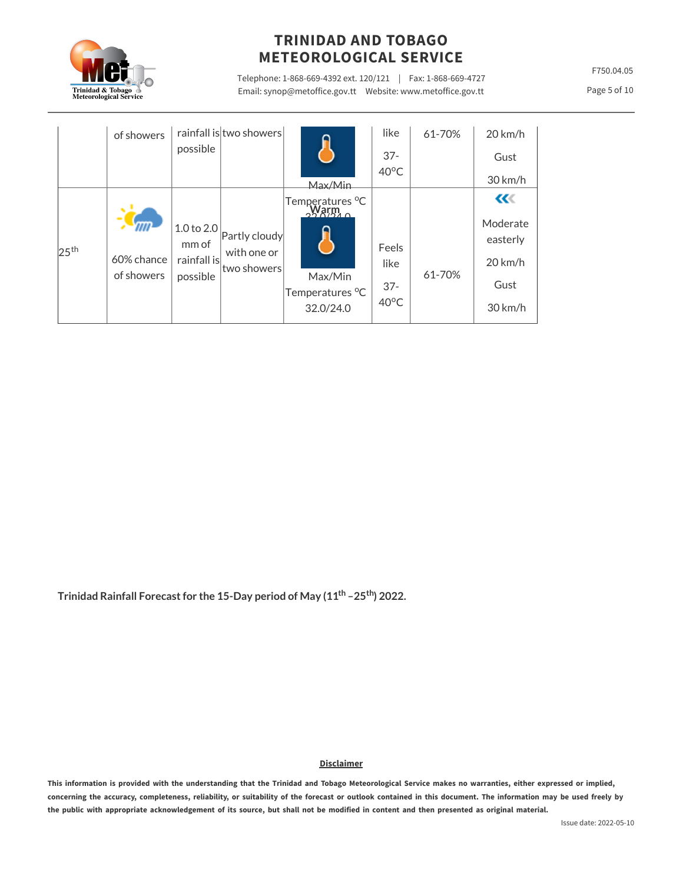| | | | | | | | |
|---|---|---|---|---|---|---|---|
| | of showers | rainfall is possible | two showers | Max/Min Temperatures °C | like 37-40°C | 61-70% | 20 km/h Gust 30 km/h |
| 25th | 60% chance of showers | 1.0 to 2.0 mm of rainfall is possible | Partly cloudy with one or two showers | Warm 32.0/24.0 Max/Min Temperatures °C 32.0/24.0 | Feels like 37-40°C | 61-70% | Moderate easterly 20 km/h Gust 30 km/h |

**Trinidad Rainfall Forecast for the 15-Day period of May (11th –25th) 2022.**

**Disclaimer**

**This information is provided with the understanding that the Trinidad and Tobago Meteorological Service makes no warranties, either expressed or implied, concerning the accuracy, completeness, reliability, or suitability of the forecast or outlook contained in this document. The information may be used freely by the public with appropriate acknowledgement of its source, but shall not be modified in content and then presented as original material.**

Issue date: 2022-05-10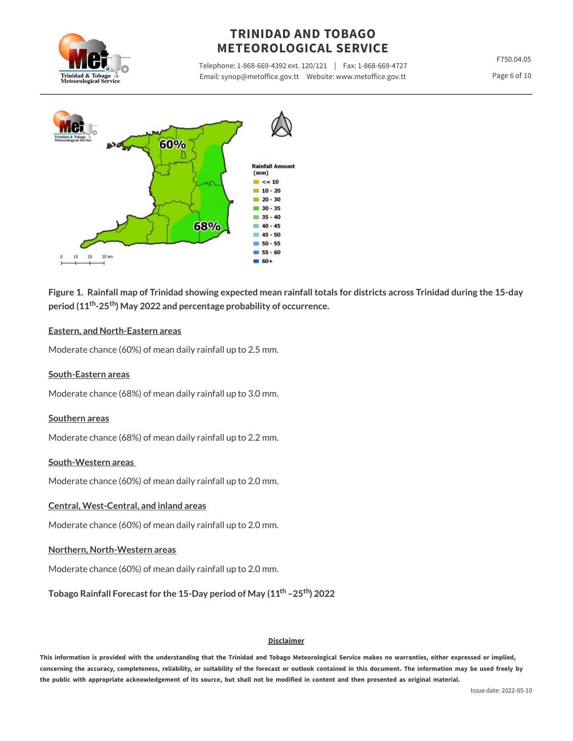**Figure 1. Rainfall map of Trinidad showing expected mean rainfall totals for districts across Trinidad during the 15-day period (11th-25th) May 2022 and percentage probability of occurrence.**

Eastern, and North-Eastern areas

Moderate chance (60%) of mean daily rainfall up to 2.5 mm.

South-Eastern areas

Moderate chance (68%) of mean daily rainfall up to 3.0 mm.

Southern areas

Moderate chance (68%) of mean daily rainfall up to 2.2 mm.

South-Western areas

Moderate chance (60%) of mean daily rainfall up to 2.0 mm.

Central, West-Central, and inland areas

Moderate chance (60%) of mean daily rainfall up to 2.0 mm.

Northern, North-Western areas

Moderate chance (60%) of mean daily rainfall up to 2.0 mm.

**Tobago Rainfall Forecast for the 15-Day period of May (11th –25th) 2022**

**Disclaimer**

**This information is provided with the understanding that the Trinidad and Tobago Meteorological Service makes no warranties, either expressed or implied, concerning the accuracy, completeness, reliability, or suitability of the forecast or outlook contained in this document. The information may be used freely by the public with appropriate acknowledgement of its source, but shall not be modified in content and then presented as original material.**

Issue date: 2022-05-10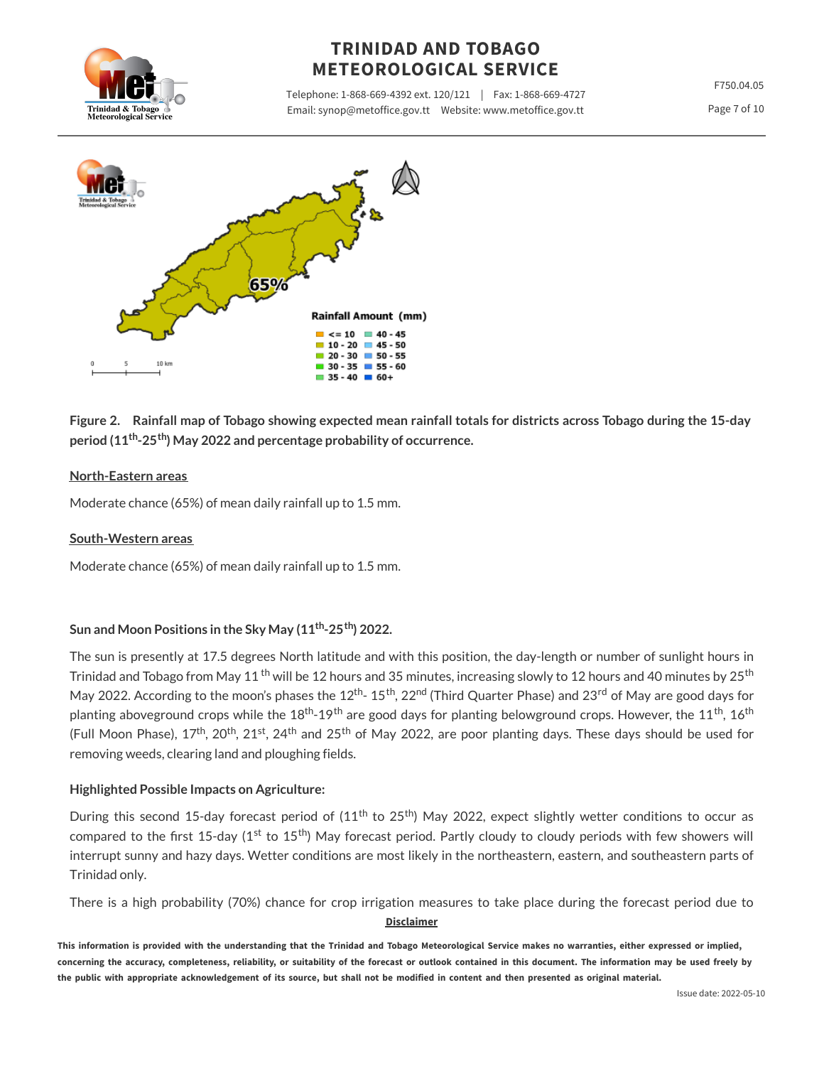**Figure 2. Rainfall map of Tobago showing expected mean rainfall totals for districts across Tobago during the 15-day period (11th-25th) May 2022 and percentage probability of occurrence.**

**North-Eastern areas**

Moderate chance (65%) of mean daily rainfall up to 1.5 mm.

**South-Western areas**

Moderate chance (65%) of mean daily rainfall up to 1.5 mm.

### Sun and Moon Positions in the Sky May (11th-25th) 2022.

The sun is presently at 17.5 degrees North latitude and with this position, the day-length or number of sunlight hours in Trinidad and Tobago from May 11th will be 12 hours and 35 minutes, increasing slowly to 12 hours and 40 minutes by 25th May 2022. According to the moon's phases the 12th- 15th, 22nd (Third Quarter Phase) and 23rd of May are good days for planting aboveground crops while the 18th-19th are good days for planting belowground crops. However, the 11th, 16th (Full Moon Phase), 17th, 20th, 21st, 24th and 25th of May 2022, are poor planting days. These days should be used for removing weeds, clearing land and ploughing fields.

### Highlighted Possible Impacts on Agriculture:

During this second 15-day forecast period of (11th to 25th) May 2022, expect slightly wetter conditions to occur as compared to the first 15-day (1st to 15th) May forecast period. Partly cloudy to cloudy periods with few showers will interrupt sunny and hazy days. Wetter conditions are most likely in the northeastern, eastern, and southeastern parts of Trinidad only.

There is a high probability (70%) chance for crop irrigation measures to take place during the forecast period due to

**Disclaimer**

**This information is provided with the understanding that the Trinidad and Tobago Meteorological Service makes no warranties, either expressed or implied, concerning the accuracy, completeness, reliability, or suitability of the forecast or outlook contained in this document. The information may be used freely by the public with appropriate acknowledgement of its source, but shall not be modified in content and then presented as original material.**

Issue date: 2022-05-10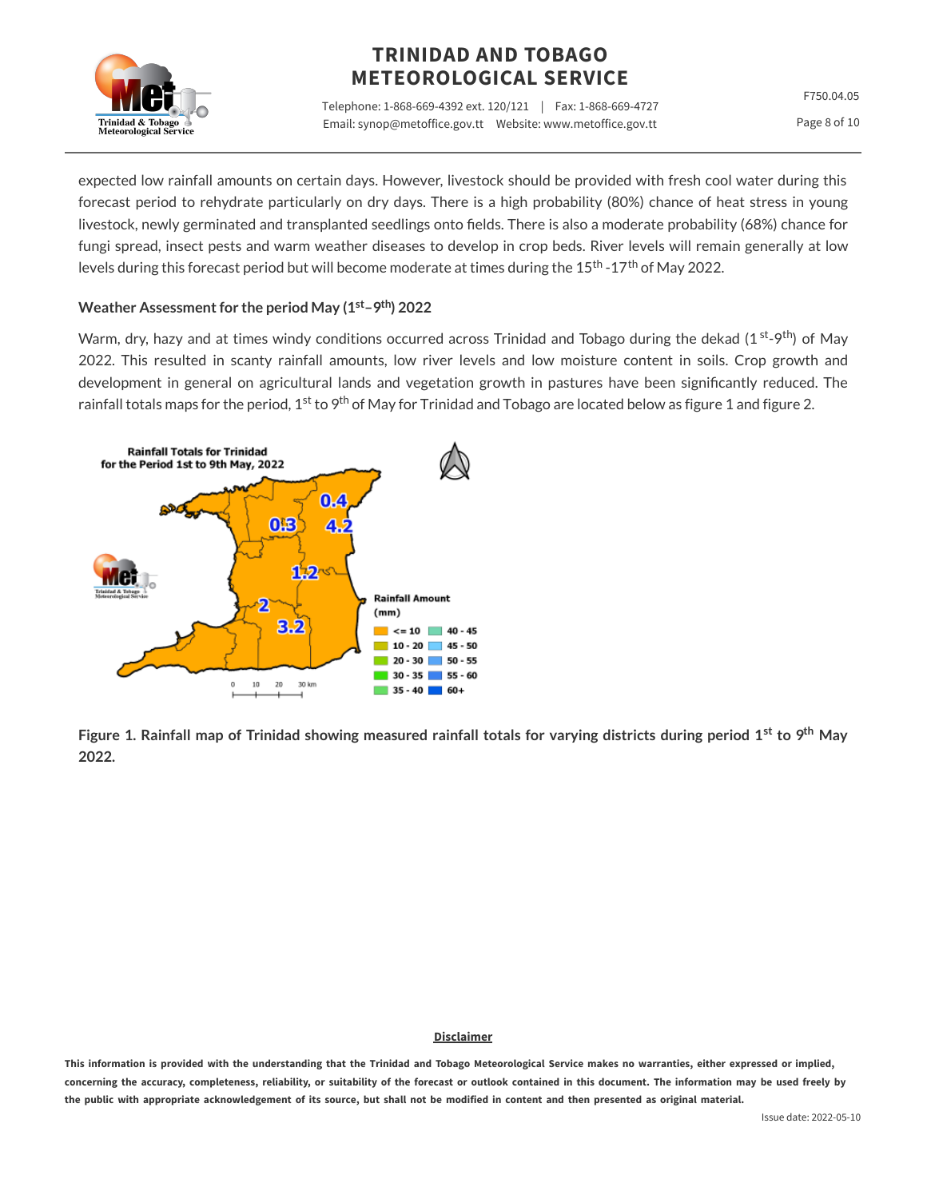expected low rainfall amounts on certain days. However, livestock should be provided with fresh cool water during this forecast period to rehydrate particularly on dry days. There is a high probability (80%) chance of heat stress in young livestock, newly germinated and transplanted seedlings onto fields. There is also a moderate probability (68%) chance for fungi spread, insect pests and warm weather diseases to develop in crop beds. River levels will remain generally at low levels during this forecast period but will become moderate at times during the 15th -17th of May 2022.

### Weather Assessment for the period May (1st–9th) 2022

Warm, dry, hazy and at times windy conditions occurred across Trinidad and Tobago during the dekad (1st-9th) of May 2022. This resulted in scanty rainfall amounts, low river levels and low moisture content in soils. Crop growth and development in general on agricultural lands and vegetation growth in pastures have been significantly reduced. The rainfall totals maps for the period, 1st to 9th of May for Trinidad and Tobago are located below as figure 1 and figure 2.

**Figure 1. Rainfall map of Trinidad showing measured rainfall totals for varying districts during period 1st to 9th May 2022.**

**Disclaimer**

**This information is provided with the understanding that the Trinidad and Tobago Meteorological Service makes no warranties, either expressed or implied, concerning the accuracy, completeness, reliability, or suitability of the forecast or outlook contained in this document. The information may be used freely by the public with appropriate acknowledgement of its source, but shall not be modified in content and then presented as original material.**

Issue date: 2022-05-10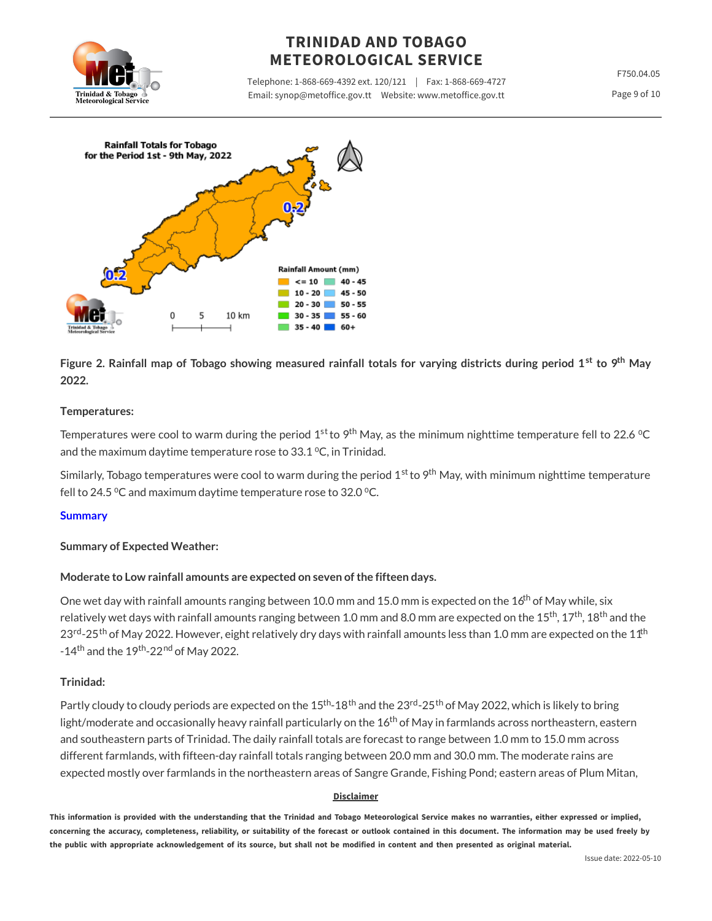**Figure 2. Rainfall map of Tobago showing measured rainfall totals for varying districts during period 1st to 9th May 2022.**

**Temperatures:**

Temperatures were cool to warm during the period 1st to 9th May, as the minimum nighttime temperature fell to 22.6 °C and the maximum daytime temperature rose to 33.1 °C, in Trinidad.

Similarly, Tobago temperatures were cool to warm during the period 1st to 9th May, with minimum nighttime temperature fell to 24.5 °C and maximum daytime temperature rose to 32.0 °C.

## Summary

**Summary of Expected Weather:**

**Moderate to Low rainfall amounts are expected on seven of the fifteen days.**

One wet day with rainfall amounts ranging between 10.0 mm and 15.0 mm is expected on the 16th of May while, six relatively wet days with rainfall amounts ranging between 1.0 mm and 8.0 mm are expected on the 15th, 17th, 18th and the 23rd-25th of May 2022. However, eight relatively dry days with rainfall amounts less than 1.0 mm are expected on the 11th -14th and the 19th-22nd of May 2022.

**Trinidad:**

Partly cloudy to cloudy periods are expected on the 15th-18th and the 23rd-25th of May 2022, which is likely to bring light/moderate and occasionally heavy rainfall particularly on the 16th of May in farmlands across northeastern, eastern and southeastern parts of Trinidad. The daily rainfall totals are forecast to range between 1.0 mm to 15.0 mm across different farmlands, with fifteen-day rainfall totals ranging between 20.0 mm and 30.0 mm. The moderate rains are expected mostly over farmlands in the northeastern areas of Sangre Grande, Fishing Pond; eastern areas of Plum Mitan,

**Disclaimer**

**This information is provided with the understanding that the Trinidad and Tobago Meteorological Service makes no warranties, either expressed or implied, concerning the accuracy, completeness, reliability, or suitability of the forecast or outlook contained in this document. The information may be used freely by the public with appropriate acknowledgement of its source, but shall not be modified in content and then presented as original material.**

Issue date: 2022-05-10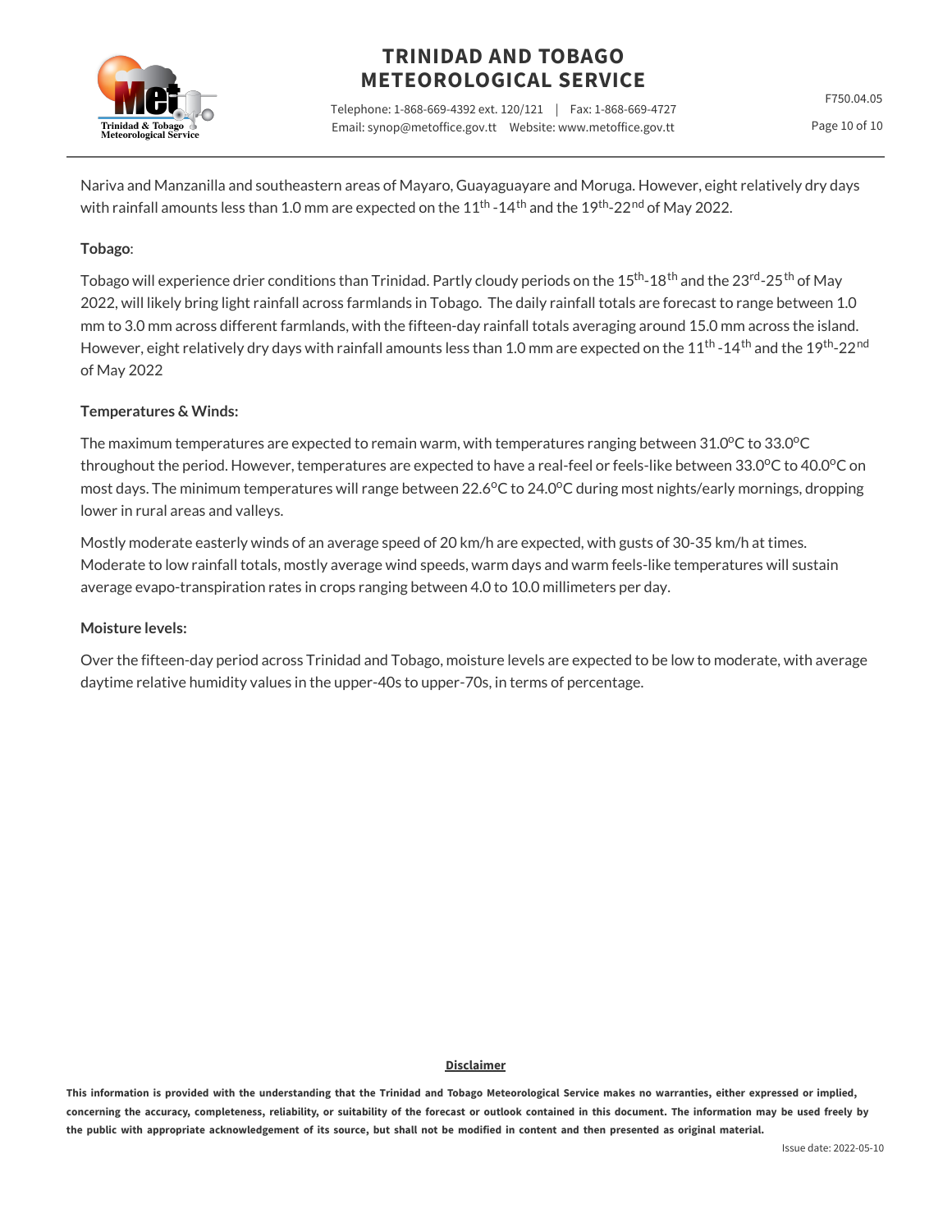Nariva and Manzanilla and southeastern areas of Mayaro, Guayaguayare and Moruga. However, eight relatively dry days with rainfall amounts less than 1.0 mm are expected on the 11th -14th and the 19th-22nd of May 2022.

**Tobago**:

Tobago will experience drier conditions than Trinidad. Partly cloudy periods on the 15th-18th and the 23rd-25th of May 2022, will likely bring light rainfall across farmlands in Tobago. The daily rainfall totals are forecast to range between 1.0 mm to 3.0 mm across different farmlands, with the fifteen-day rainfall totals averaging around 15.0 mm across the island. However, eight relatively dry days with rainfall amounts less than 1.0 mm are expected on the 11th -14th and the 19th-22nd of May 2022

**Temperatures & Winds:**

The maximum temperatures are expected to remain warm, with temperatures ranging between 31.0°C to 33.0°C throughout the period. However, temperatures are expected to have a real-feel or feels-like between 33.0°C to 40.0°C on most days. The minimum temperatures will range between 22.6°C to 24.0°C during most nights/early mornings, dropping lower in rural areas and valleys.

Mostly moderate easterly winds of an average speed of 20 km/h are expected, with gusts of 30-35 km/h at times. Moderate to low rainfall totals, mostly average wind speeds, warm days and warm feels-like temperatures will sustain average evapo-transpiration rates in crops ranging between 4.0 to 10.0 millimeters per day.

**Moisture levels:**

Over the fifteen-day period across Trinidad and Tobago, moisture levels are expected to be low to moderate, with average daytime relative humidity values in the upper-40s to upper-70s, in terms of percentage.

**Disclaimer**

**This information is provided with the understanding that the Trinidad and Tobago Meteorological Service makes no warranties, either expressed or implied, concerning the accuracy, completeness, reliability, or suitability of the forecast or outlook contained in this document. The information may be used freely by the public with appropriate acknowledgement of its source, but shall not be modified in content and then presented as original material.**

Issue date: 2022-05-10